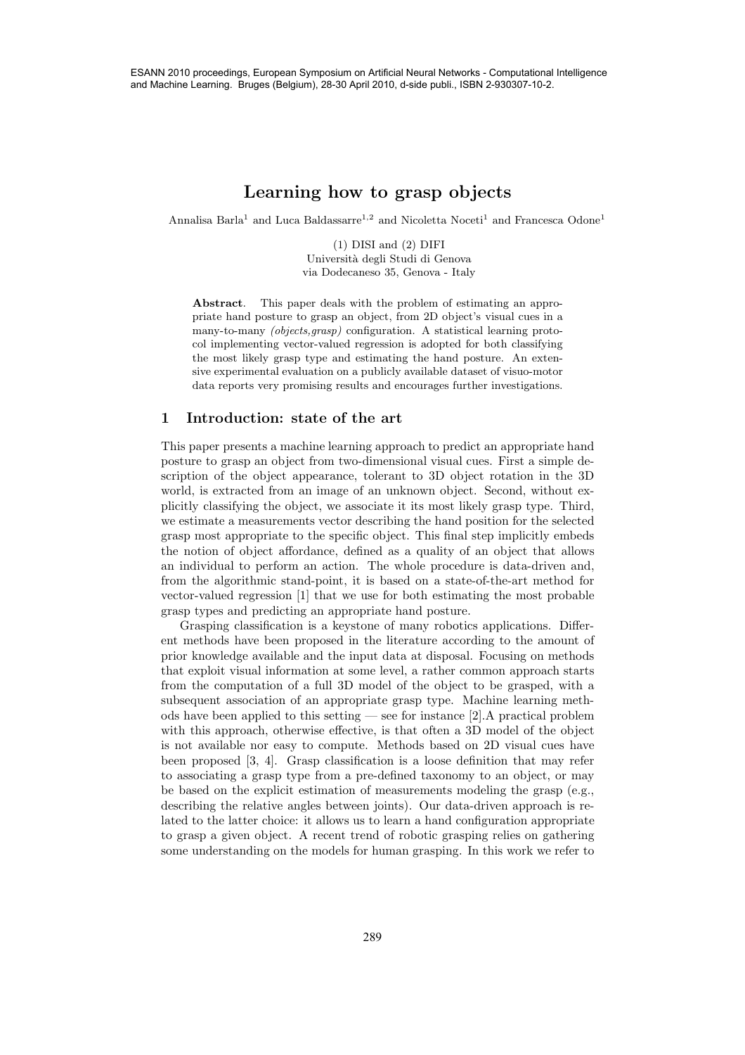# Learning how to grasp objects

Annalisa Barla[1] and Luca Baldassarre[1,2] and Nicoletta Noceti[1] and Francesca Odone[1]

(1) DISI and (2) DIFI
Università degli Studi di Genova
via Dodecaneso 35, Genova - Italy

**Abstract**. This paper deals with the problem of estimating an appropriate hand posture to grasp an object, from 2D object's visual cues in a many-to-many *(objects,grasp)* configuration. A statistical learning protocol implementing vector-valued regression is adopted for both classifying the most likely grasp type and estimating the hand posture. An extensive experimental evaluation on a publicly available dataset of visuo-motor data reports very promising results and encourages further investigations.

## 1 Introduction: state of the art

This paper presents a machine learning approach to predict an appropriate hand posture to grasp an object from two-dimensional visual cues. First a simple description of the object appearance, tolerant to 3D object rotation in the 3D world, is extracted from an image of an unknown object. Second, without explicitly classifying the object, we associate it its most likely grasp type. Third, we estimate a measurements vector describing the hand position for the selected grasp most appropriate to the specific object. This final step implicitly embeds the notion of object affordance, defined as a quality of an object that allows an individual to perform an action. The whole procedure is data-driven and, from the algorithmic stand-point, it is based on a state-of-the-art method for vector-valued regression [1] that we use for both estimating the most probable grasp types and predicting an appropriate hand posture.

Grasping classification is a keystone of many robotics applications. Different methods have been proposed in the literature according to the amount of prior knowledge available and the input data at disposal. Focusing on methods that exploit visual information at some level, a rather common approach starts from the computation of a full 3D model of the object to be grasped, with a subsequent association of an appropriate grasp type. Machine learning methods have been applied to this setting — see for instance [2].A practical problem with this approach, otherwise effective, is that often a 3D model of the object is not available nor easy to compute. Methods based on 2D visual cues have been proposed [3, 4]. Grasp classification is a loose definition that may refer to associating a grasp type from a pre-defined taxonomy to an object, or may be based on the explicit estimation of measurements modeling the grasp (e.g., describing the relative angles between joints). Our data-driven approach is related to the latter choice: it allows us to learn a hand configuration appropriate to grasp a given object. A recent trend of robotic grasping relies on gathering some understanding on the models for human grasping. In this work we refer to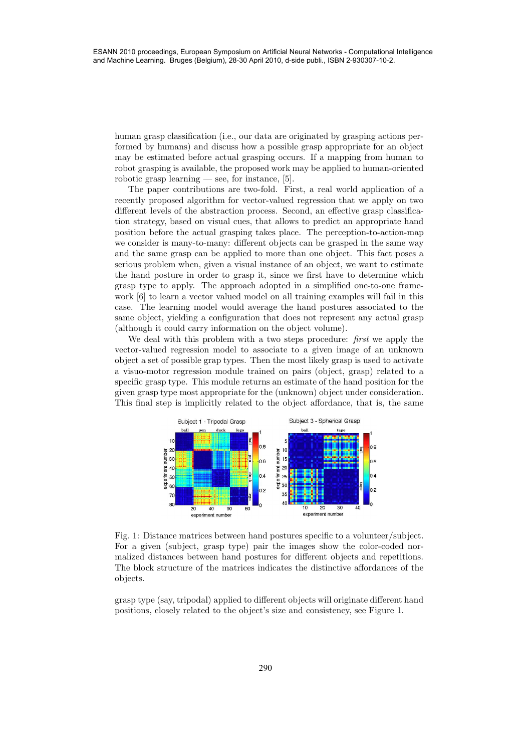human grasp classification (i.e., our data are originated by grasping actions performed by humans) and discuss how a possible grasp appropriate for an object may be estimated before actual grasping occurs. If a mapping from human to robot grasping is available, the proposed work may be applied to human-oriented robotic grasp learning — see, for instance, [5].

The paper contributions are two-fold. First, a real world application of a recently proposed algorithm for vector-valued regression that we apply on two different levels of the abstraction process. Second, an effective grasp classification strategy, based on visual cues, that allows to predict an appropriate hand position before the actual grasping takes place. The perception-to-action-map we consider is many-to-many: different objects can be grasped in the same way and the same grasp can be applied to more than one object. This fact poses a serious problem when, given a visual instance of an object, we want to estimate the hand posture in order to grasp it, since we first have to determine which grasp type to apply. The approach adopted in a simplified one-to-one framework [6] to learn a vector valued model on all training examples will fail in this case. The learning model would average the hand postures associated to the same object, yielding a configuration that does not represent any actual grasp (although it could carry information on the object volume).

We deal with this problem with a two steps procedure: *first* we apply the vector-valued regression model to associate to a given image of an unknown object a set of possible grap types. Then the most likely grasp is used to activate a visuo-motor regression module trained on pairs (object, grasp) related to a specific grasp type. This module returns an estimate of the hand position for the given grasp type most appropriate for the (unknown) object under consideration. This final step is implicitly related to the object affordance, that is, the same

Fig. 1: Distance matrices between hand postures specific to a volunteer/subject. For a given (subject, grasp type) pair the images show the color-coded normalized distances between hand postures for different objects and repetitions. The block structure of the matrices indicates the distinctive affordances of the objects.

grasp type (say, tripodal) applied to different objects will originate different hand positions, closely related to the object's size and consistency, see Figure 1.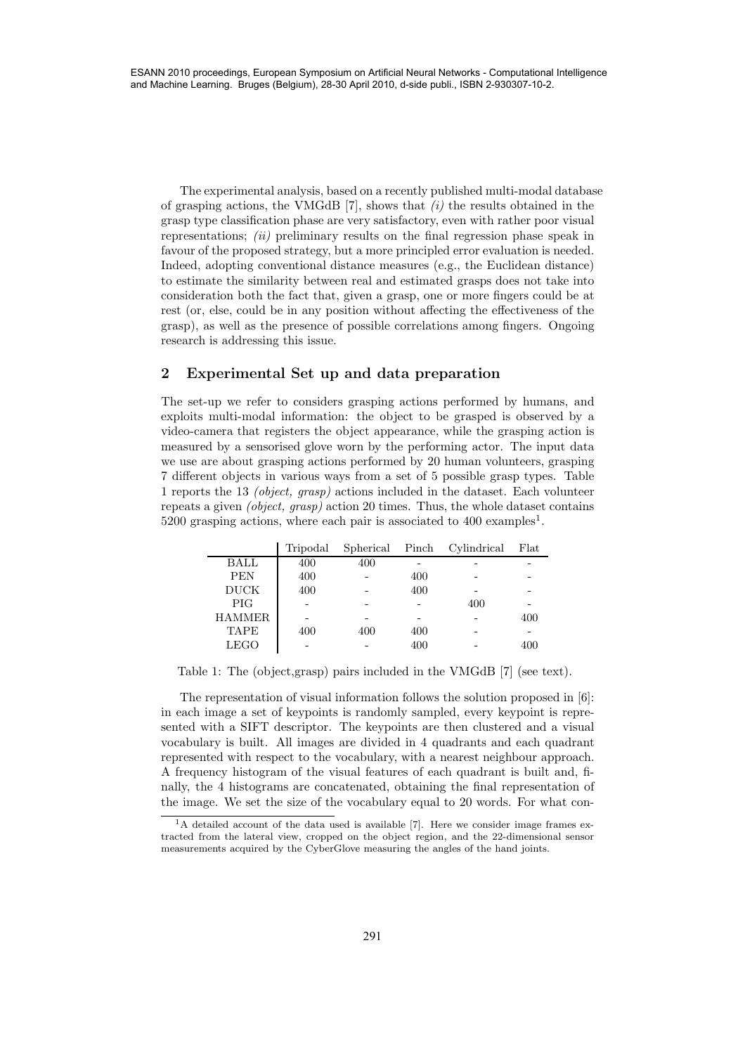The experimental analysis, based on a recently published multi-modal database of grasping actions, the VMGdB [7], shows that *(i)* the results obtained in the grasp type classification phase are very satisfactory, even with rather poor visual representations; *(ii)* preliminary results on the final regression phase speak in favour of the proposed strategy, but a more principled error evaluation is needed. Indeed, adopting conventional distance measures (e.g., the Euclidean distance) to estimate the similarity between real and estimated grasps does not take into consideration both the fact that, given a grasp, one or more fingers could be at rest (or, else, could be in any position without affecting the effectiveness of the grasp), as well as the presence of possible correlations among fingers. Ongoing research is addressing this issue.

## 2 Experimental Set up and data preparation

The set-up we refer to considers grasping actions performed by humans, and exploits multi-modal information: the object to be grasped is observed by a video-camera that registers the object appearance, while the grasping action is measured by a sensorised glove worn by the performing actor. The input data we use are about grasping actions performed by 20 human volunteers, grasping 7 different objects in various ways from a set of 5 possible grasp types. Table 1 reports the 13 *(object, grasp)* actions included in the dataset. Each volunteer repeats a given *(object, grasp)* action 20 times. Thus, the whole dataset contains 5200 grasping actions, where each pair is associated to 400 examples[1].

| | Tripodal | Spherical | Pinch | Cylindrical | Flat |
|---|---|---|---|---|---|
| BALL | 400 | 400 | - | - | - |
| PEN | 400 | - | 400 | - | - |
| DUCK | 400 | - | 400 | - | - |
| PIG | - | - | - | 400 | - |
| HAMMER | - | - | - | - | 400 |
| TAPE | 400 | 400 | 400 | - | - |
| LEGO | - | - | 400 | - | 400 |

Table 1: The (object,grasp) pairs included in the VMGdB [7] (see text).

The representation of visual information follows the solution proposed in [6]: in each image a set of keypoints is randomly sampled, every keypoint is represented with a SIFT descriptor. The keypoints are then clustered and a visual vocabulary is built. All images are divided in 4 quadrants and each quadrant represented with respect to the vocabulary, with a nearest neighbour approach. A frequency histogram of the visual features of each quadrant is built and, finally, the 4 histograms are concatenated, obtaining the final representation of the image. We set the size of the vocabulary equal to 20 words. For what con-

[1] A detailed account of the data used is available [7]. Here we consider image frames extracted from the lateral view, cropped on the object region, and the 22-dimensional sensor measurements acquired by the CyberGlove measuring the angles of the hand joints.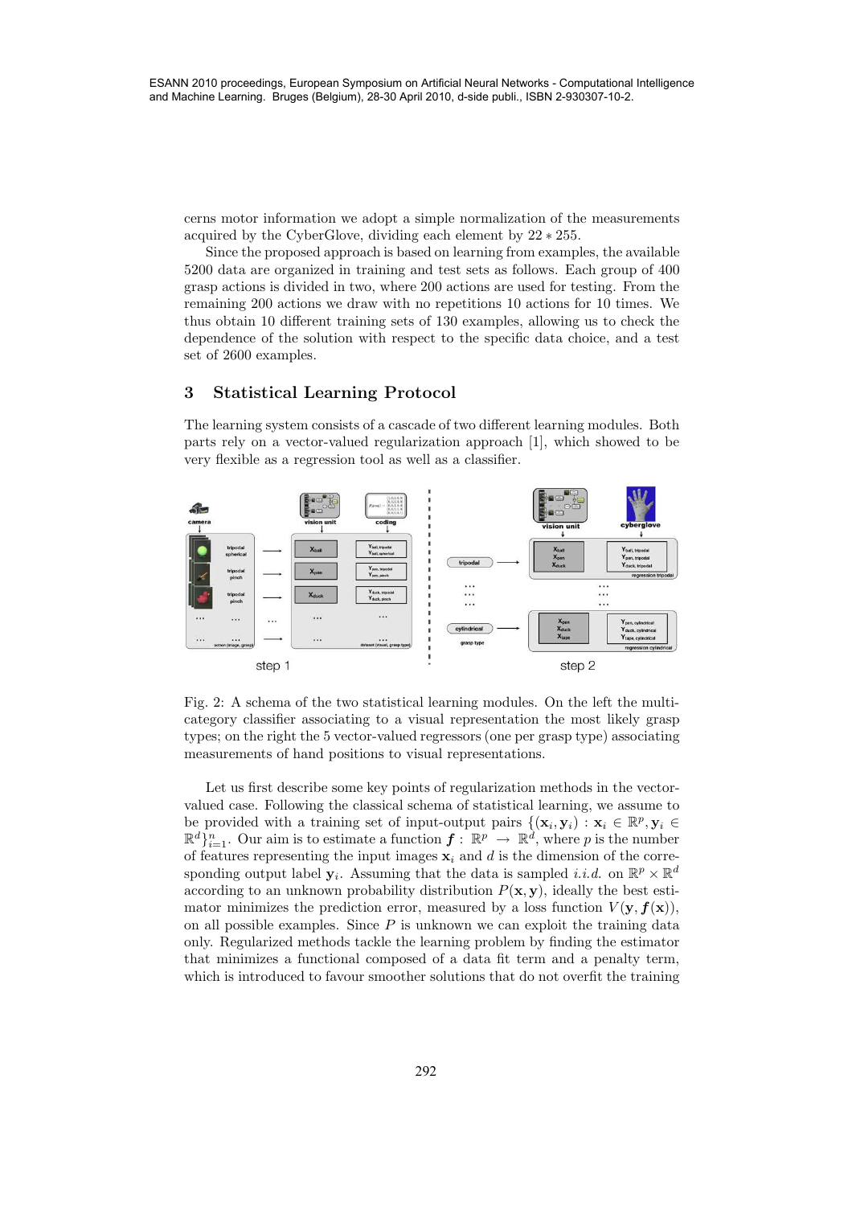cerns motor information we adopt a simple normalization of the measurements acquired by the CyberGlove, dividing each element by $22 * 255$.

Since the proposed approach is based on learning from examples, the available 5200 data are organized in training and test sets as follows. Each group of 400 grasp actions is divided in two, where 200 actions are used for testing. From the remaining 200 actions we draw with no repetitions 10 actions for 10 times. We thus obtain 10 different training sets of 130 examples, allowing us to check the dependence of the solution with respect to the specific data choice, and a test set of 2600 examples.

## 3 Statistical Learning Protocol

The learning system consists of a cascade of two different learning modules. Both parts rely on a vector-valued regularization approach [1], which showed to be very flexible as a regression tool as well as a classifier.

Fig. 2: A schema of the two statistical learning modules. On the left the multi-category classifier associating to a visual representation the most likely grasp types; on the right the 5 vector-valued regressors (one per grasp type) associating measurements of hand positions to visual representations.

Let us first describe some key points of regularization methods in the vector-valued case. Following the classical schema of statistical learning, we assume to be provided with a training set of input-output pairs $\{(\mathbf{x}_i, \mathbf{y}_i) : \mathbf{x}_i \in \mathbb{R}^p, \mathbf{y}_i \in \mathbb{R}^d\}_{i=1}^n$. Our aim is to estimate a function $\boldsymbol{f} : \mathbb{R}^p \rightarrow \mathbb{R}^d$, where $p$ is the number of features representing the input images $\mathbf{x}_i$ and $d$ is the dimension of the corresponding output label $\mathbf{y}_i$. Assuming that the data is sampled *i.i.d.* on $\mathbb{R}^p \times \mathbb{R}^d$ according to an unknown probability distribution $P(\mathbf{x}, \mathbf{y})$, ideally the best estimator minimizes the prediction error, measured by a loss function $V(\mathbf{y}, \boldsymbol{f}(\mathbf{x}))$, on all possible examples. Since $P$ is unknown we can exploit the training data only. Regularized methods tackle the learning problem by finding the estimator that minimizes a functional composed of a data fit term and a penalty term, which is introduced to favour smoother solutions that do not overfit the training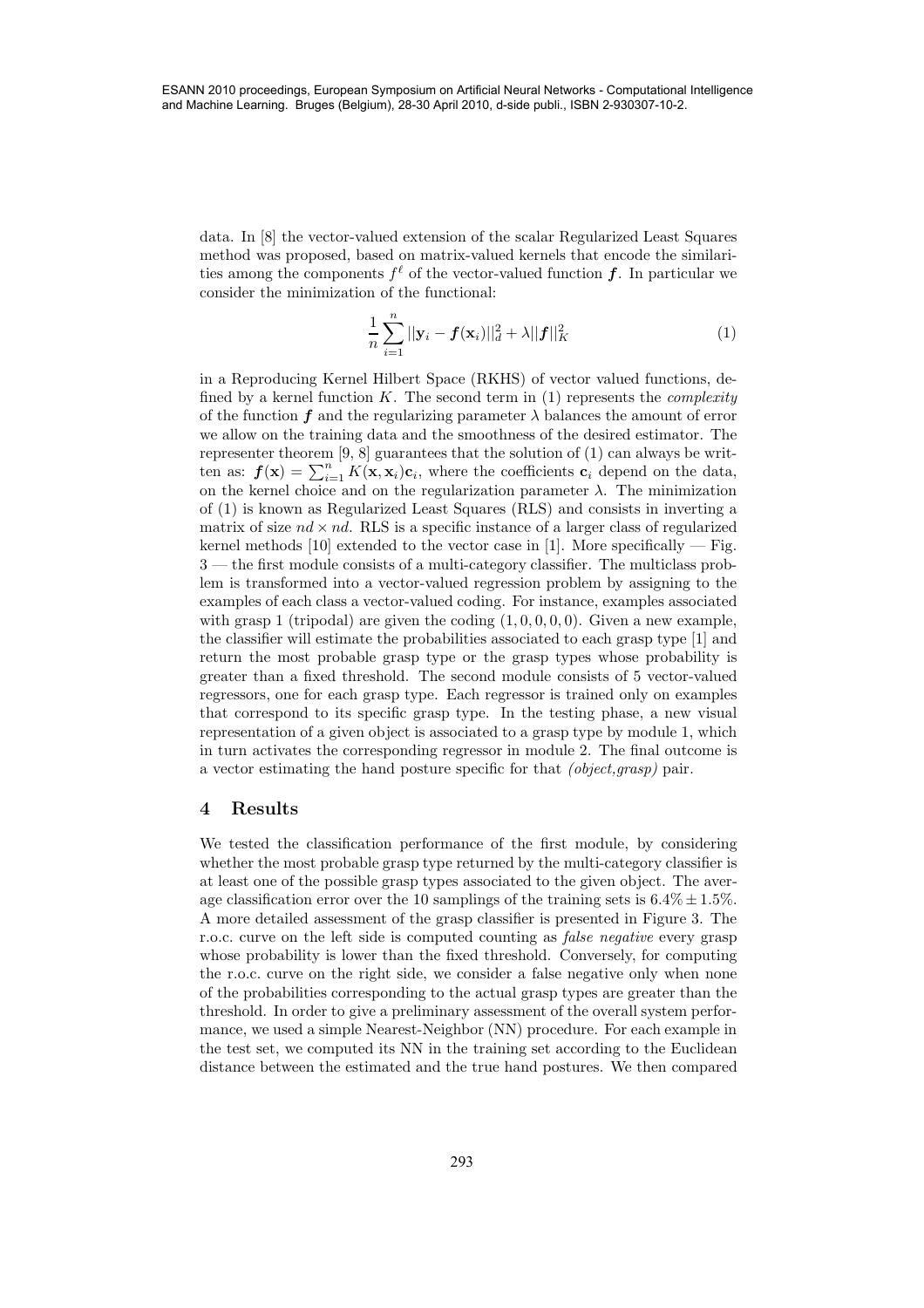data. In [8] the vector-valued extension of the scalar Regularized Least Squares method was proposed, based on matrix-valued kernels that encode the similarities among the components $f^\ell$ of the vector-valued function $\boldsymbol{f}$. In particular we consider the minimization of the functional:

$$\frac{1}{n}\sum_{i=1}^{n} ||\mathbf{y}_i - \boldsymbol{f}(\mathbf{x}_i)||_d^2 + \lambda ||\boldsymbol{f}||_K^2 \qquad (1)$$

in a Reproducing Kernel Hilbert Space (RKHS) of vector valued functions, defined by a kernel function $K$. The second term in (1) represents the *complexity* of the function $\boldsymbol{f}$ and the regularizing parameter $\lambda$ balances the amount of error we allow on the training data and the smoothness of the desired estimator. The representer theorem [9, 8] guarantees that the solution of (1) can always be written as: $\boldsymbol{f}(\mathbf{x}) = \sum_{i=1}^{n} K(\mathbf{x}, \mathbf{x}_i)\mathbf{c}_i$, where the coefficients $\mathbf{c}_i$ depend on the data, on the kernel choice and on the regularization parameter $\lambda$. The minimization of (1) is known as Regularized Least Squares (RLS) and consists in inverting a matrix of size $nd \times nd$. RLS is a specific instance of a larger class of regularized kernel methods [10] extended to the vector case in [1]. More specifically — Fig. 3 — the first module consists of a multi-category classifier. The multiclass problem is transformed into a vector-valued regression problem by assigning to the examples of each class a vector-valued coding. For instance, examples associated with grasp 1 (tripodal) are given the coding $(1, 0, 0, 0, 0)$. Given a new example, the classifier will estimate the probabilities associated to each grasp type [1] and return the most probable grasp type or the grasp types whose probability is greater than a fixed threshold. The second module consists of 5 vector-valued regressors, one for each grasp type. Each regressor is trained only on examples that correspond to its specific grasp type. In the testing phase, a new visual representation of a given object is associated to a grasp type by module 1, which in turn activates the corresponding regressor in module 2. The final outcome is a vector estimating the hand posture specific for that *(object,grasp)* pair.

## 4 Results

We tested the classification performance of the first module, by considering whether the most probable grasp type returned by the multi-category classifier is at least one of the possible grasp types associated to the given object. The average classification error over the 10 samplings of the training sets is $6.4\% \pm 1.5\%$. A more detailed assessment of the grasp classifier is presented in Figure 3. The r.o.c. curve on the left side is computed counting as *false negative* every grasp whose probability is lower than the fixed threshold. Conversely, for computing the r.o.c. curve on the right side, we consider a false negative only when none of the probabilities corresponding to the actual grasp types are greater than the threshold. In order to give a preliminary assessment of the overall system performance, we used a simple Nearest-Neighbor (NN) procedure. For each example in the test set, we computed its NN in the training set according to the Euclidean distance between the estimated and the true hand postures. We then compared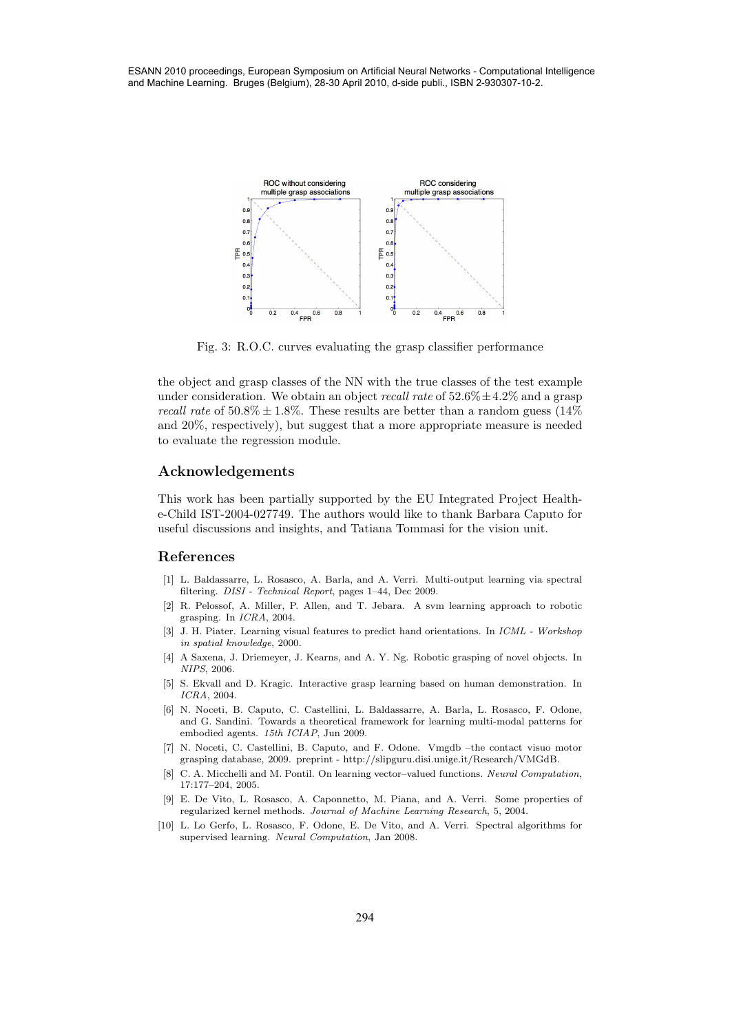ROC without considering multiple grasp associations

TPR

FPR

0
0.1
0.2
0.3
0.4
0.5
0.6
0.7
0.8
0.9
1

0
0.2
0.4
0.6
0.8
1

ROC considering multiple grasp associations

TPR

FPR

0
0.1
0.2
0.3
0.4
0.5
0.6
0.7
0.8
0.9
1

0
0.2
0.4
0.6
0.8
1

Fig. 3: R.O.C. curves evaluating the grasp classifier performance

the object and grasp classes of the NN with the true classes of the test example under consideration. We obtain an object *recall rate* of $52.6\% \pm 4.2\%$ and a grasp *recall rate* of $50.8\% \pm 1.8\%$. These results are better than a random guess (14% and 20%, respectively), but suggest that a more appropriate measure is needed to evaluate the regression module.

## Acknowledgements

This work has been partially supported by the EU Integrated Project Health-e-Child IST-2004-027749. The authors would like to thank Barbara Caputo for useful discussions and insights, and Tatiana Tommasi for the vision unit.

## References

[1] L. Baldassarre, L. Rosasco, A. Barla, and A. Verri. Multi-output learning via spectral filtering. *DISI - Technical Report*, pages 1–44, Dec 2009.

[2] R. Pelossof, A. Miller, P. Allen, and T. Jebara. A svm learning approach to robotic grasping. In *ICRA*, 2004.

[3] J. H. Piater. Learning visual features to predict hand orientations. In *ICML - Workshop in spatial knowledge*, 2000.

[4] A Saxena, J. Driemeyer, J. Kearns, and A. Y. Ng. Robotic grasping of novel objects. In *NIPS*, 2006.

[5] S. Ekvall and D. Kragic. Interactive grasp learning based on human demonstration. In *ICRA*, 2004.

[6] N. Noceti, B. Caputo, C. Castellini, L. Baldassarre, A. Barla, L. Rosasco, F. Odone, and G. Sandini. Towards a theoretical framework for learning multi-modal patterns for embodied agents. *15th ICIAP*, Jun 2009.

[7] N. Noceti, C. Castellini, B. Caputo, and F. Odone. Vmgdb –the contact visuo motor grasping database, 2009. preprint - http://slipguru.disi.unige.it/Research/VMGdB.

[8] C. A. Micchelli and M. Pontil. On learning vector–valued functions. *Neural Computation*, 17:177–204, 2005.

[9] E. De Vito, L. Rosasco, A. Caponnetto, M. Piana, and A. Verri. Some properties of regularized kernel methods. *Journal of Machine Learning Research*, 5, 2004.

[10] L. Lo Gerfo, L. Rosasco, F. Odone, E. De Vito, and A. Verri. Spectral algorithms for supervised learning. *Neural Computation*, Jan 2008.